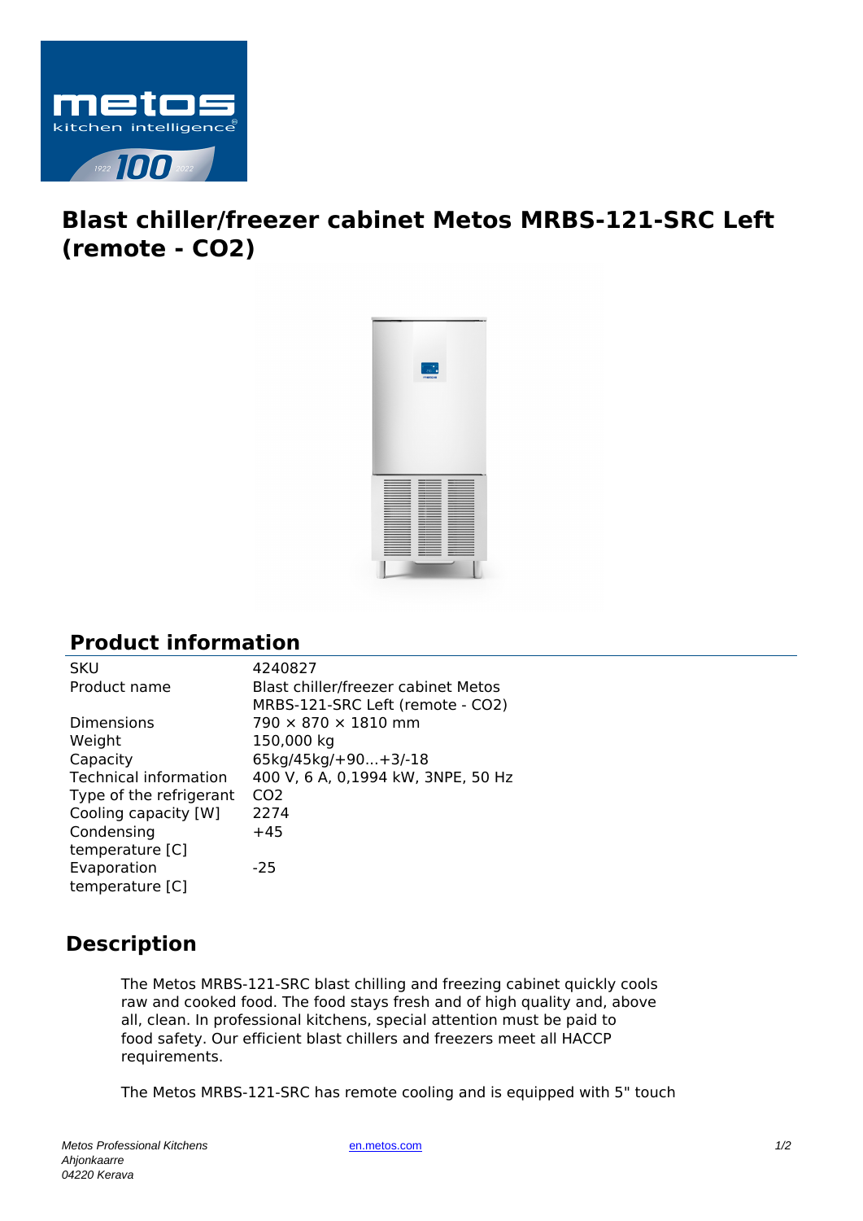# Blast chiller/freezer cabinet Metos MRBS-121-SRC Left (remote - CO2)

## Product information

| | |
|---|---|
| SKU | 4240827 |
| Product name | Blast chiller/freezer cabinet Metos MRBS-121-SRC Left (remote - CO2) |
| Dimensions | 790 × 870 × 1810 mm |
| Weight | 150,000 kg |
| Capacity | 65kg/45kg/+90...+3/-18 |
| Technical information | 400 V, 6 A, 0,1994 kW, 3NPE, 50 Hz |
| Type of the refrigerant | $CO_2$ |
| Cooling capacity [W] | 2274 |
| Condensing temperature [C] | +45 |
| Evaporation temperature [C] | -25 |

## Description

The Metos MRBS-121-SRC blast chilling and freezing cabinet quickly cools raw and cooked food. The food stays fresh and of high quality and, above all, clean. In professional kitchens, special attention must be paid to food safety. Our efficient blast chillers and freezers meet all HACCP requirements.

The Metos MRBS-121-SRC has remote cooling and is equipped with 5" touch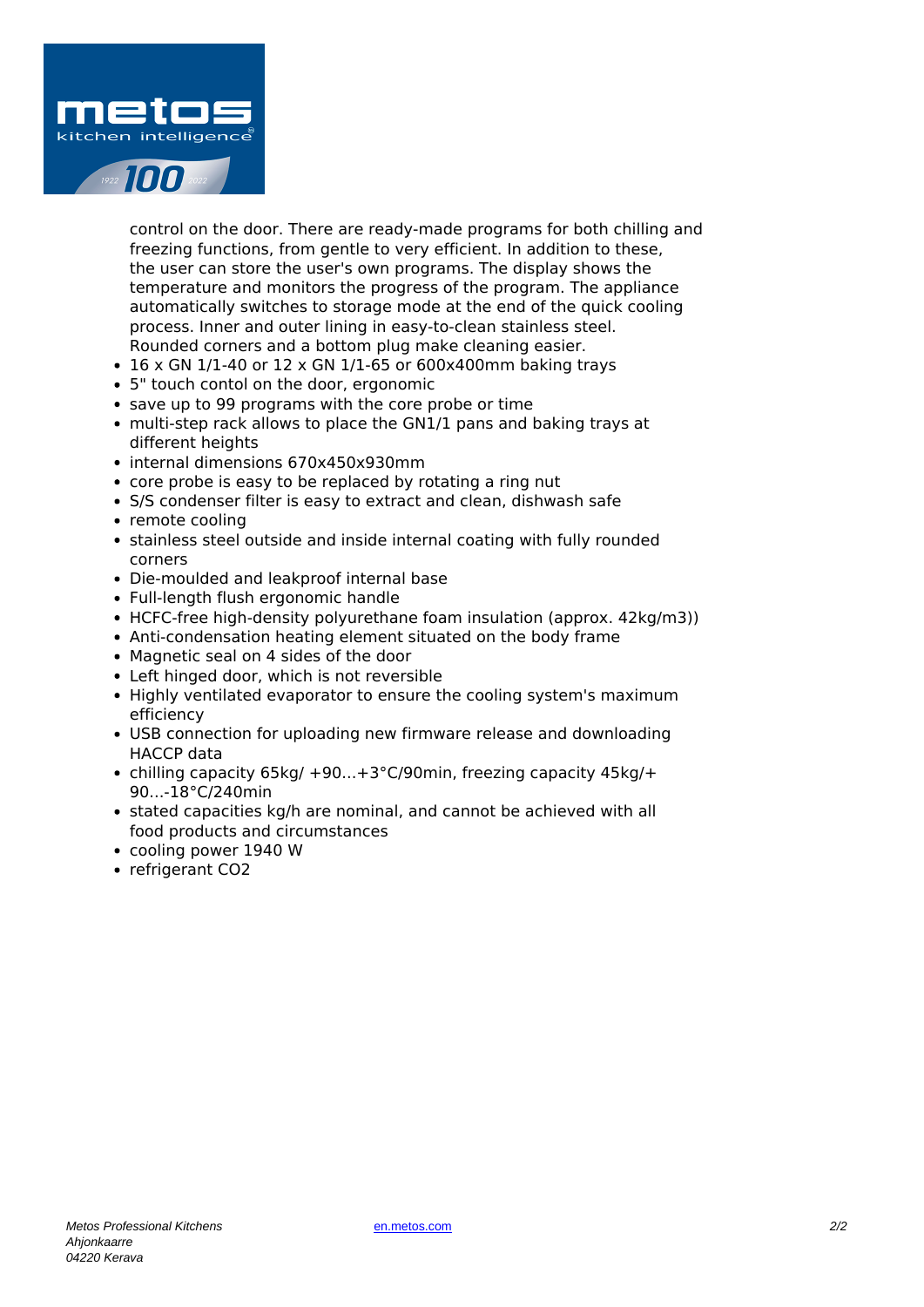control on the door. There are ready-made programs for both chilling and freezing functions, from gentle to very efficient. In addition to these, the user can store the user's own programs. The display shows the temperature and monitors the progress of the program. The appliance automatically switches to storage mode at the end of the quick cooling process. Inner and outer lining in easy-to-clean stainless steel. Rounded corners and a bottom plug make cleaning easier.

- 16 x GN 1/1-40 or 12 x GN 1/1-65 or 600x400mm baking trays
- 5" touch contol on the door, ergonomic
- save up to 99 programs with the core probe or time
- multi-step rack allows to place the GN1/1 pans and baking trays at different heights
- internal dimensions 670x450x930mm
- core probe is easy to be replaced by rotating a ring nut
- S/S condenser filter is easy to extract and clean, dishwash safe
- remote cooling
- stainless steel outside and inside internal coating with fully rounded corners
- Die-moulded and leakproof internal base
- Full-length flush ergonomic handle
- HCFC-free high-density polyurethane foam insulation (approx. 42kg/m3))
- Anti-condensation heating element situated on the body frame
- Magnetic seal on 4 sides of the door
- Left hinged door, which is not reversible
- Highly ventilated evaporator to ensure the cooling system's maximum efficiency
- USB connection for uploading new firmware release and downloading HACCP data
- chilling capacity 65kg/ +90...+3°C/90min, freezing capacity 45kg/+ 90...-18°C/240min
- stated capacities kg/h are nominal, and cannot be achieved with all food products and circumstances
- cooling power 1940 W
- refrigerant $CO_2$